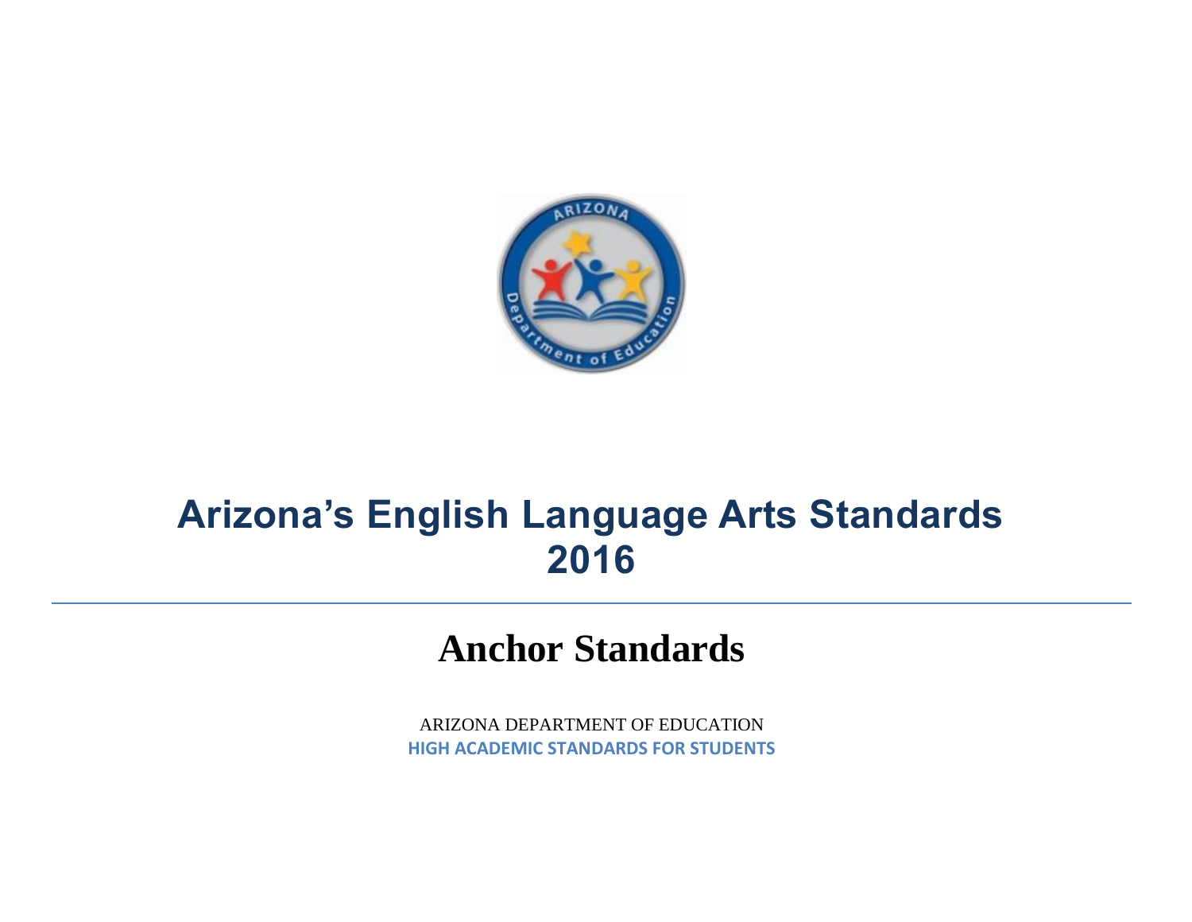# Arizona's English Language Arts Standards 2016

## Anchor Standards

ARIZONA DEPARTMENT OF EDUCATION

**HIGH ACADEMIC STANDARDS FOR STUDENTS**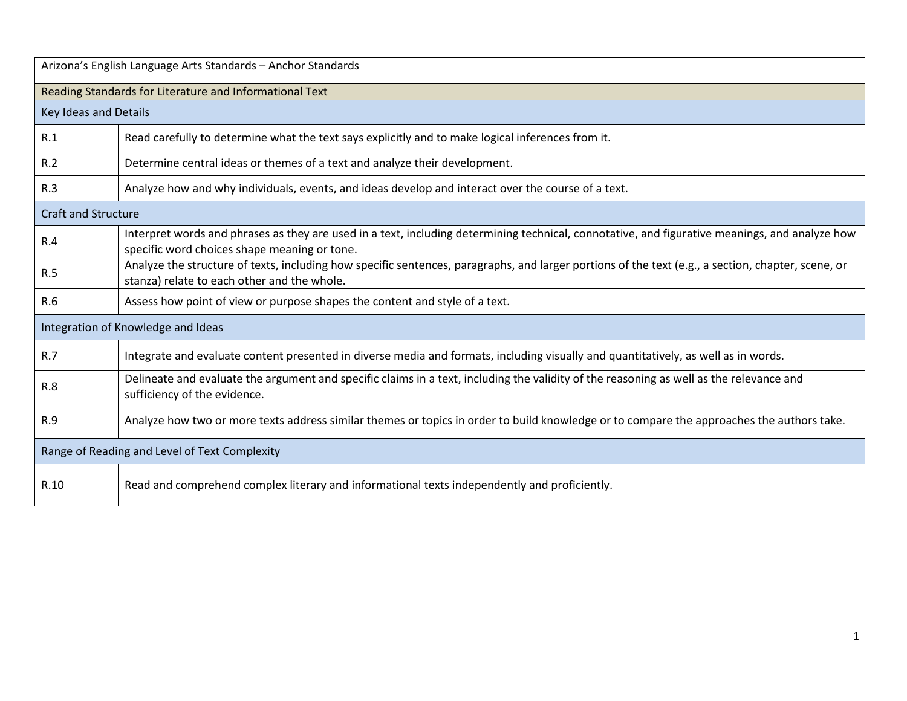| Arizona's English Language Arts Standards – Anchor Standards | |
|---|---|
| Reading Standards for Literature and Informational Text | |
| Key Ideas and Details | |
| R.1 | Read carefully to determine what the text says explicitly and to make logical inferences from it. |
| R.2 | Determine central ideas or themes of a text and analyze their development. |
| R.3 | Analyze how and why individuals, events, and ideas develop and interact over the course of a text. |
| Craft and Structure | |
| R.4 | Interpret words and phrases as they are used in a text, including determining technical, connotative, and figurative meanings, and analyze how specific word choices shape meaning or tone. |
| R.5 | Analyze the structure of texts, including how specific sentences, paragraphs, and larger portions of the text (e.g., a section, chapter, scene, or stanza) relate to each other and the whole. |
| R.6 | Assess how point of view or purpose shapes the content and style of a text. |
| Integration of Knowledge and Ideas | |
| R.7 | Integrate and evaluate content presented in diverse media and formats, including visually and quantitatively, as well as in words. |
| R.8 | Delineate and evaluate the argument and specific claims in a text, including the validity of the reasoning as well as the relevance and sufficiency of the evidence. |
| R.9 | Analyze how two or more texts address similar themes or topics in order to build knowledge or to compare the approaches the authors take. |
| Range of Reading and Level of Text Complexity | |
| R.10 | Read and comprehend complex literary and informational texts independently and proficiently. |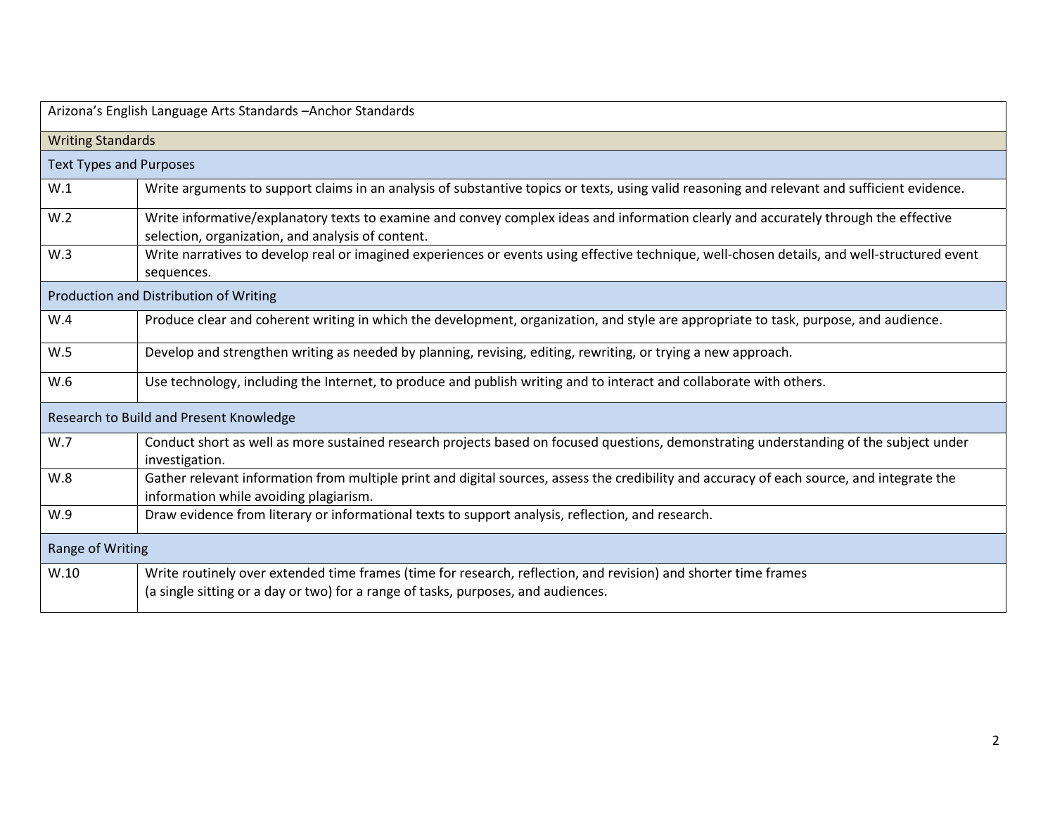| Arizona's English Language Arts Standards –Anchor Standards | |
|---|---|
| **Writing Standards** | |
| **Text Types and Purposes** | |
| W.1 | Write arguments to support claims in an analysis of substantive topics or texts, using valid reasoning and relevant and sufficient evidence. |
| W.2 | Write informative/explanatory texts to examine and convey complex ideas and information clearly and accurately through the effective selection, organization, and analysis of content. |
| W.3 | Write narratives to develop real or imagined experiences or events using effective technique, well-chosen details, and well-structured event sequences. |
| **Production and Distribution of Writing** | |
| W.4 | Produce clear and coherent writing in which the development, organization, and style are appropriate to task, purpose, and audience. |
| W.5 | Develop and strengthen writing as needed by planning, revising, editing, rewriting, or trying a new approach. |
| W.6 | Use technology, including the Internet, to produce and publish writing and to interact and collaborate with others. |
| **Research to Build and Present Knowledge** | |
| W.7 | Conduct short as well as more sustained research projects based on focused questions, demonstrating understanding of the subject under investigation. |
| W.8 | Gather relevant information from multiple print and digital sources, assess the credibility and accuracy of each source, and integrate the information while avoiding plagiarism. |
| W.9 | Draw evidence from literary or informational texts to support analysis, reflection, and research. |
| **Range of Writing** | |
| W.10 | Write routinely over extended time frames (time for research, reflection, and revision) and shorter time frames (a single sitting or a day or two) for a range of tasks, purposes, and audiences. |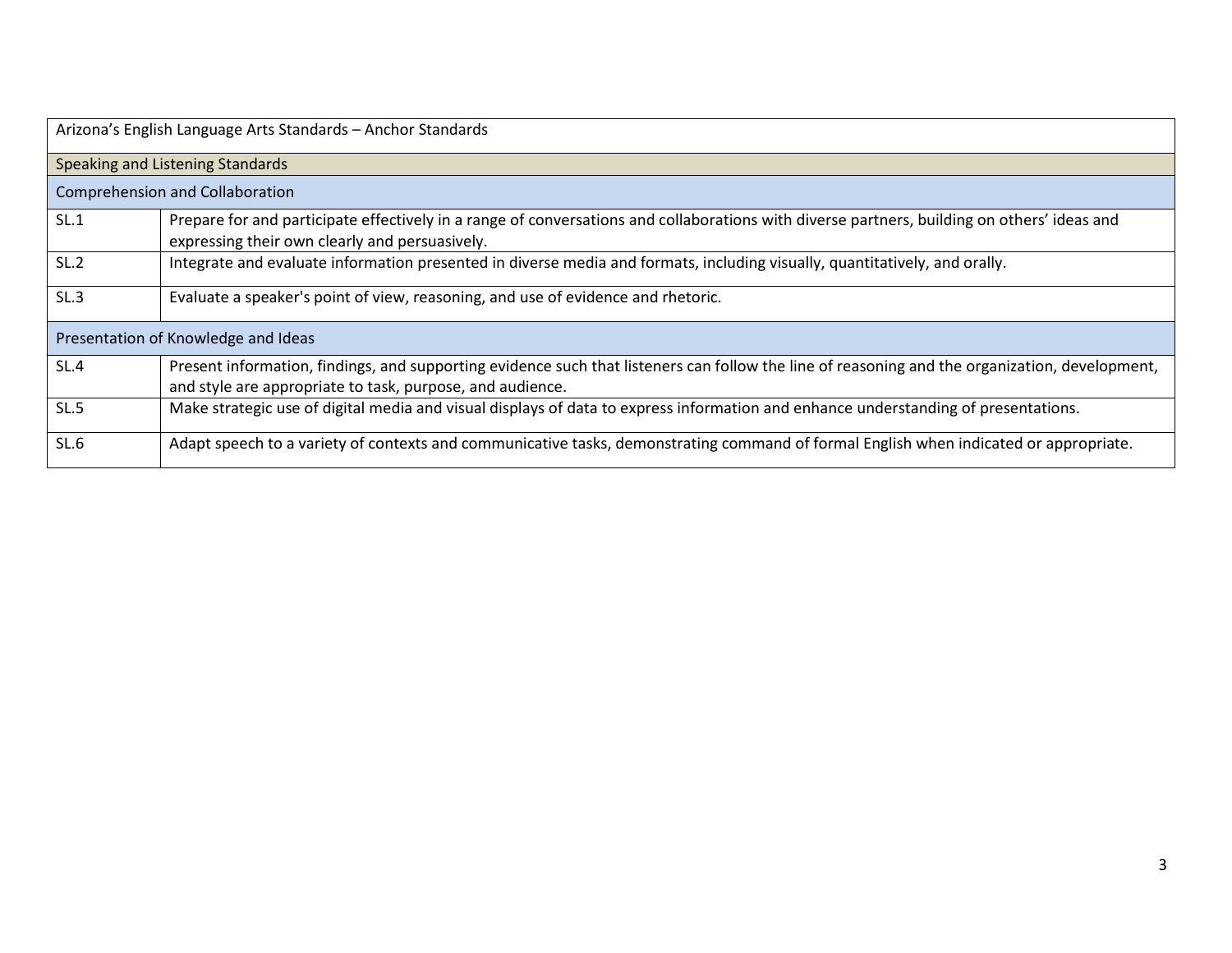| Arizona's English Language Arts Standards – Anchor Standards | |
|---|---|
| Speaking and Listening Standards | |
| Comprehension and Collaboration | |
| SL.1 | Prepare for and participate effectively in a range of conversations and collaborations with diverse partners, building on others' ideas and expressing their own clearly and persuasively. |
| SL.2 | Integrate and evaluate information presented in diverse media and formats, including visually, quantitatively, and orally. |
| SL.3 | Evaluate a speaker's point of view, reasoning, and use of evidence and rhetoric. |
| Presentation of Knowledge and Ideas | |
| SL.4 | Present information, findings, and supporting evidence such that listeners can follow the line of reasoning and the organization, development, and style are appropriate to task, purpose, and audience. |
| SL.5 | Make strategic use of digital media and visual displays of data to express information and enhance understanding of presentations. |
| SL.6 | Adapt speech to a variety of contexts and communicative tasks, demonstrating command of formal English when indicated or appropriate. |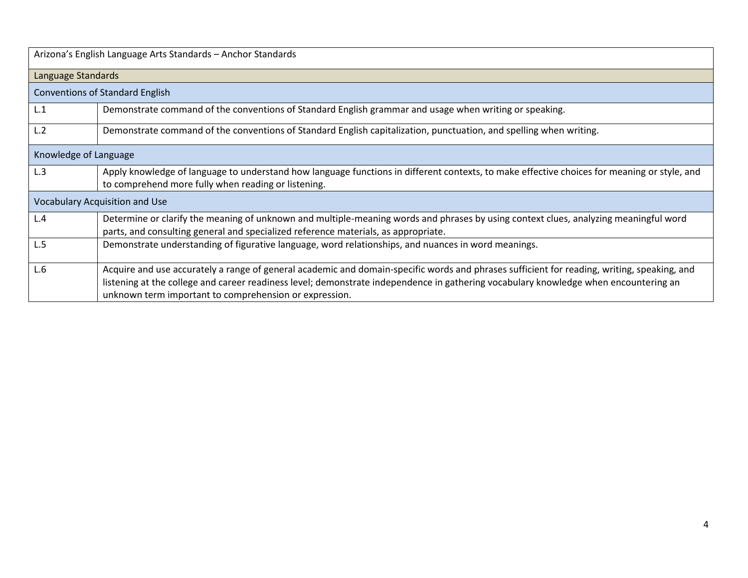| Arizona's English Language Arts Standards – Anchor Standards | |
|---|---|
| Language Standards | |
| Conventions of Standard English | |
| L.1 | Demonstrate command of the conventions of Standard English grammar and usage when writing or speaking. |
| L.2 | Demonstrate command of the conventions of Standard English capitalization, punctuation, and spelling when writing. |
| Knowledge of Language | |
| L.3 | Apply knowledge of language to understand how language functions in different contexts, to make effective choices for meaning or style, and to comprehend more fully when reading or listening. |
| Vocabulary Acquisition and Use | |
| L.4 | Determine or clarify the meaning of unknown and multiple-meaning words and phrases by using context clues, analyzing meaningful word parts, and consulting general and specialized reference materials, as appropriate. |
| L.5 | Demonstrate understanding of figurative language, word relationships, and nuances in word meanings. |
| L.6 | Acquire and use accurately a range of general academic and domain-specific words and phrases sufficient for reading, writing, speaking, and listening at the college and career readiness level; demonstrate independence in gathering vocabulary knowledge when encountering an unknown term important to comprehension or expression. |